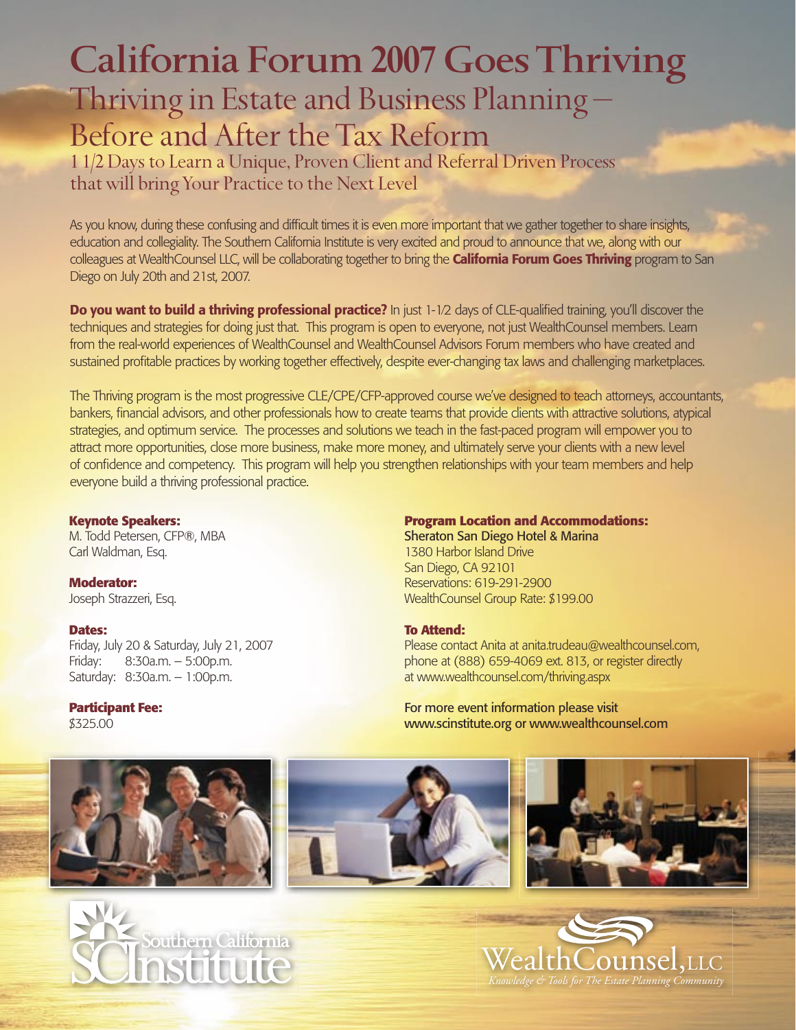# California Forum 2007 Goes Thriving

## Thriving in Estate and Business Planning – Before and After the Tax Reform

### 1 1/2 Days to Learn a Unique, Proven Client and Referral Driven Process that will bring Your Practice to the Next Level

As you know, during these confusing and difficult times it is even more important that we gather together to share insights, education and collegiality. The Southern California Institute is very excited and proud to announce that we, along with our colleagues at WealthCounsel LLC, will be collaborating together to bring the **California Forum Goes Thriving** program to San Diego on July 20th and 21st, 2007.

**Do you want to build a thriving professional practice?** In just 1-1/2 days of CLE-qualified training, you'll discover the techniques and strategies for doing just that. This program is open to everyone, not just WealthCounsel members. Learn from the real-world experiences of WealthCounsel and WealthCounsel Advisors Forum members who have created and sustained profitable practices by working together effectively, despite ever-changing tax laws and challenging marketplaces.

The Thriving program is the most progressive CLE/CPE/CFP-approved course we've designed to teach attorneys, accountants, bankers, financial advisors, and other professionals how to create teams that provide clients with attractive solutions, atypical strategies, and optimum service. The processes and solutions we teach in the fast-paced program will empower you to attract more opportunities, close more business, make more money, and ultimately serve your clients with a new level of confidence and competency. This program will help you strengthen relationships with your team members and help everyone build a thriving professional practice.

**Keynote Speakers:**
M. Todd Petersen, CFP®, MBA
Carl Waldman, Esq.

**Moderator:**
Joseph Strazzeri, Esq.

**Dates:**
Friday, July 20 & Saturday, July 21, 2007
Friday: 8:30a.m. – 5:00p.m.
Saturday: 8:30a.m. – 1:00p.m.

**Participant Fee:**
$325.00

**Program Location and Accommodations:**
Sheraton San Diego Hotel & Marina
1380 Harbor Island Drive
San Diego, CA 92101
Reservations: 619-291-2900
WealthCounsel Group Rate: $199.00

**To Attend:**
Please contact Anita at anita.trudeau@wealthcounsel.com, phone at (888) 659-4069 ext. 813, or register directly at www.wealthcounsel.com/thriving.aspx

For more event information please visit www.scinstitute.org or www.wealthcounsel.com

Southern California Institute

WealthCounsel, LLC
*Knowledge & Tools for The Estate Planning Community*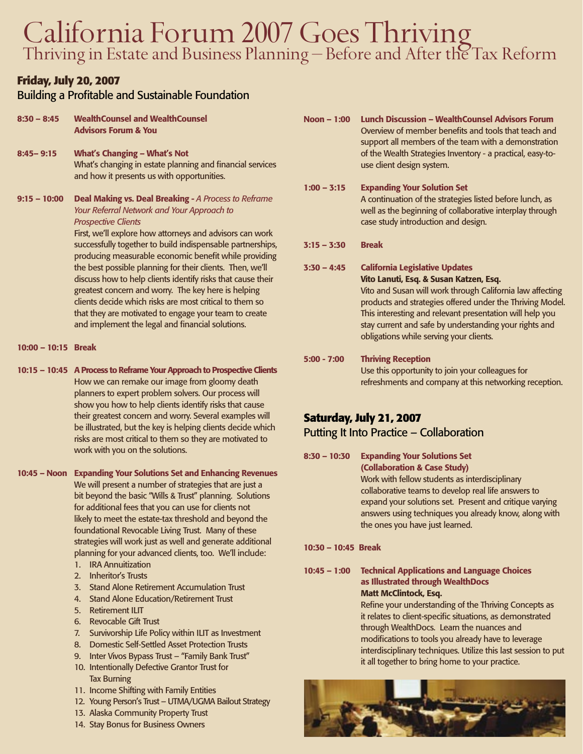# California Forum 2007 Goes Thriving

## Thriving in Estate and Business Planning – Before and After the Tax Reform

### Friday, July 20, 2007

Building a Profitable and Sustainable Foundation

**8:30 – 8:45** **WealthCounsel and WealthCounsel Advisors Forum & You**

**8:45– 9:15** **What's Changing – What's Not**
What's changing in estate planning and financial services and how it presents us with opportunities.

**9:15 – 10:00** **Deal Making vs. Deal Breaking -** *A Process to Reframe Your Referral Network and Your Approach to Prospective Clients*
First, we'll explore how attorneys and advisors can work successfully together to build indispensable partnerships, producing measurable economic benefit while providing the best possible planning for their clients. Then, we'll discuss how to help clients identify risks that cause their greatest concern and worry. The key here is helping clients decide which risks are most critical to them so that they are motivated to engage your team to create and implement the legal and financial solutions.

**10:00 – 10:15** **Break**

**10:15 – 10:45** **A Process to Reframe Your Approach to Prospective Clients**
How we can remake our image from gloomy death planners to expert problem solvers. Our process will show you how to help clients identify risks that cause their greatest concern and worry. Several examples will be illustrated, but the key is helping clients decide which risks are most critical to them so they are motivated to work with you on the solutions.

**10:45 – Noon** **Expanding Your Solutions Set and Enhancing Revenues**
We will present a number of strategies that are just a bit beyond the basic "Wills & Trust" planning. Solutions for additional fees that you can use for clients not likely to meet the estate-tax threshold and beyond the foundational Revocable Living Trust. Many of these strategies will work just as well and generate additional planning for your advanced clients, too. We'll include:

1. IRA Annuitization
2. Inheritor's Trusts
3. Stand Alone Retirement Accumulation Trust
4. Stand Alone Education/Retirement Trust
5. Retirement ILIT
6. Revocable Gift Trust
7. Survivorship Life Policy within ILIT as Investment
8. Domestic Self-Settled Asset Protection Trusts
9. Inter Vivos Bypass Trust – "Family Bank Trust"
10. Intentionally Defective Grantor Trust for Tax Burning
11. Income Shifting with Family Entities
12. Young Person's Trust – UTMA/UGMA Bailout Strategy
13. Alaska Community Property Trust
14. Stay Bonus for Business Owners

**Noon – 1:00** **Lunch Discussion – WealthCounsel Advisors Forum**
Overview of member benefits and tools that teach and support all members of the team with a demonstration of the Wealth Strategies Inventory - a practical, easy-to-use client design system.

**1:00 – 3:15** **Expanding Your Solution Set**
A continuation of the strategies listed before lunch, as well as the beginning of collaborative interplay through case study introduction and design.

**3:15 – 3:30** **Break**

**3:30 – 4:45** **California Legislative Updates**
**Vito Lanuti, Esq. & Susan Katzen, Esq.**
Vito and Susan will work through California law affecting products and strategies offered under the Thriving Model. This interesting and relevant presentation will help you stay current and safe by understanding your rights and obligations while serving your clients.

**5:00 - 7:00** **Thriving Reception**
Use this opportunity to join your colleagues for refreshments and company at this networking reception.

### Saturday, July 21, 2007

Putting It Into Practice – Collaboration

**8:30 – 10:30** **Expanding Your Solutions Set (Collaboration & Case Study)**
Work with fellow students as interdisciplinary collaborative teams to develop real life answers to expand your solutions set. Present and critique varying answers using techniques you already know, along with the ones you have just learned.

**10:30 – 10:45** **Break**

**10:45 – 1:00** **Technical Applications and Language Choices as Illustrated through WealthDocs**
**Matt McClintock, Esq.**
Refine your understanding of the Thriving Concepts as it relates to client-specific situations, as demonstrated through WealthDocs. Learn the nuances and modifications to tools you already have to leverage interdisciplinary techniques. Utilize this last session to put it all together to bring home to your practice.